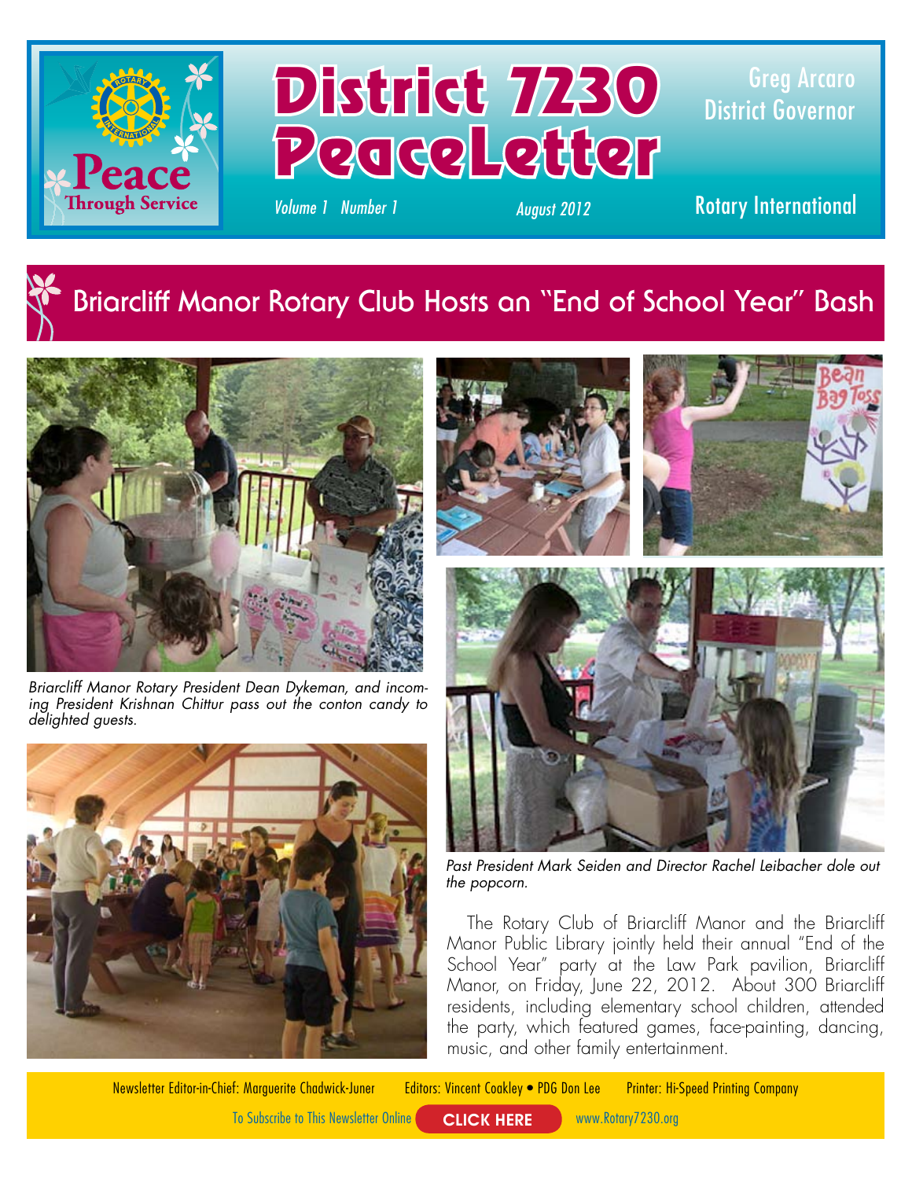# District 7230 PeaceLetter

Greg Arcaro
District Governor

*Volume 1 Number 1* *August 2012*

Rotary International

Peace Through Service

## Briarcliff Manor Rotary Club Hosts an "End of School Year" Bash

*Briarcliff Manor Rotary President Dean Dykeman, and incoming President Krishnan Chittur pass out the conton candy to delighted guests.*

*Past President Mark Seiden and Director Rachel Leibacher dole out the popcorn.*

The Rotary Club of Briarcliff Manor and the Briarcliff Manor Public Library jointly held their annual "End of the School Year" party at the Law Park pavilion, Briarcliff Manor, on Friday, June 22, 2012. About 300 Briarcliff residents, including elementary school children, attended the party, which featured games, face-painting, dancing, music, and other family entertainment.

---

Newsletter Editor-in-Chief: Marguerite Chadwick-Juner Editors: Vincent Coakley • PDG Don Lee Printer: Hi-Speed Printing Company

To Subscribe to This Newsletter Online **CLICK HERE** www.Rotary7230.org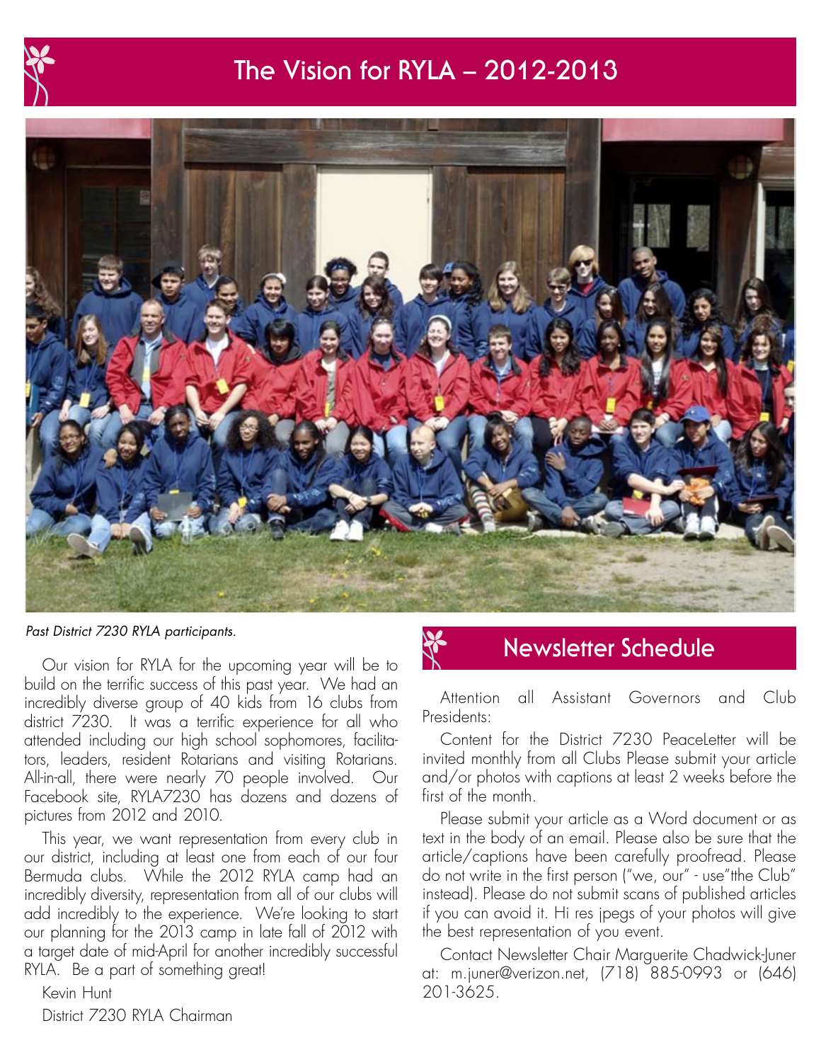# The Vision for RYLA – 2012-2013

*Past District 7230 RYLA participants.*

Our vision for RYLA for the upcoming year will be to build on the terrific success of this past year. We had an incredibly diverse group of 40 kids from 16 clubs from district 7230. It was a terrific experience for all who attended including our high school sophomores, facilitators, leaders, resident Rotarians and visiting Rotarians. All-in-all, there were nearly 70 people involved. Our Facebook site, RYLA7230 has dozens and dozens of pictures from 2012 and 2010.

This year, we want representation from every club in our district, including at least one from each of our four Bermuda clubs. While the 2012 RYLA camp had an incredibly diversity, representation from all of our clubs will add incredibly to the experience. We're looking to start our planning for the 2013 camp in late fall of 2012 with a target date of mid-April for another incredibly successful RYLA. Be a part of something great!

Kevin Hunt

District 7230 RYLA Chairman

## Newsletter Schedule

Attention all Assistant Governors and Club Presidents:

Content for the District 7230 PeaceLetter will be invited monthly from all Clubs Please submit your article and/or photos with captions at least 2 weeks before the first of the month.

Please submit your article as a Word document or as text in the body of an email. Please also be sure that the article/captions have been carefully proofread. Please do not write in the first person ("we, our" - use"tthe Club" instead). Please do not submit scans of published articles if you can avoid it. Hi res jpegs of your photos will give the best representation of you event.

Contact Newsletter Chair Marguerite Chadwick-Juner at: m.juner@verizon.net, (718) 885-0993 or (646) 201-3625.